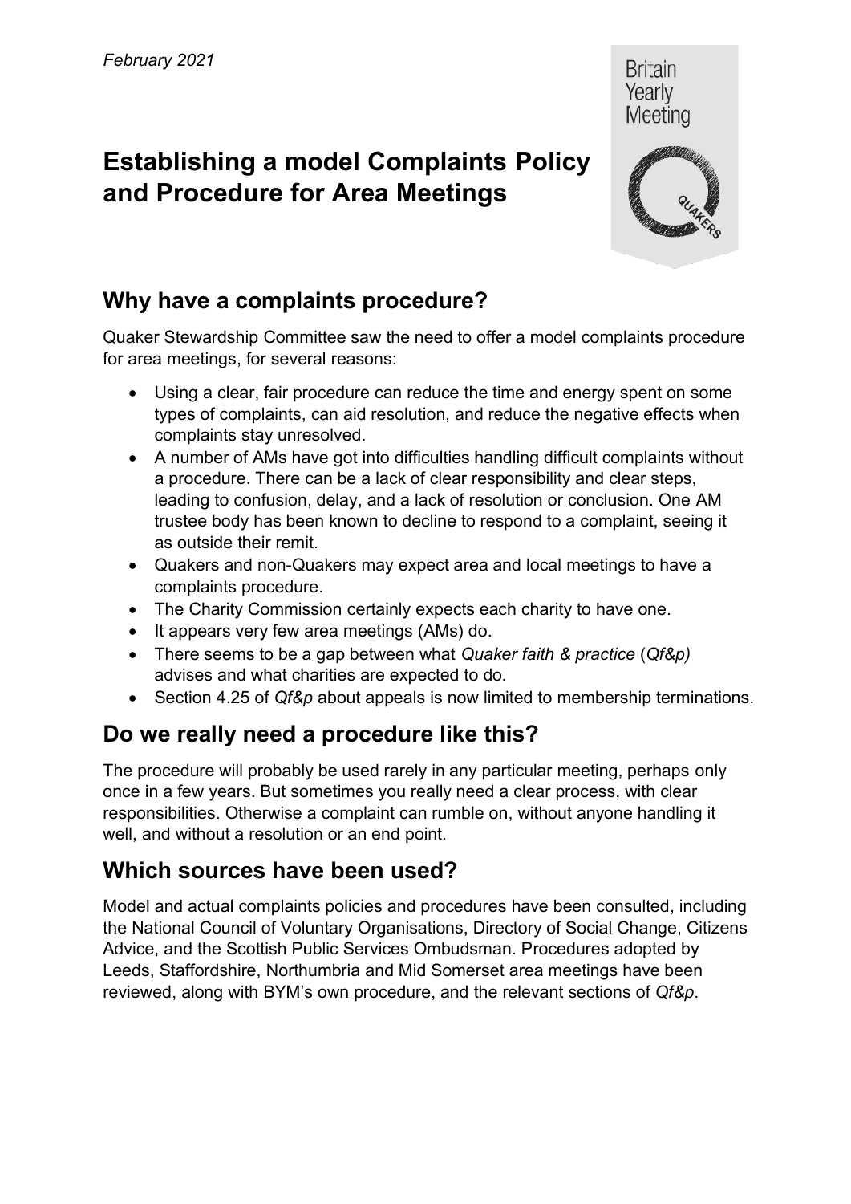*February 2021*

# Establishing a model Complaints Policy and Procedure for Area Meetings

## Why have a complaints procedure?

Quaker Stewardship Committee saw the need to offer a model complaints procedure for area meetings, for several reasons:

- Using a clear, fair procedure can reduce the time and energy spent on some types of complaints, can aid resolution, and reduce the negative effects when complaints stay unresolved.
- A number of AMs have got into difficulties handling difficult complaints without a procedure. There can be a lack of clear responsibility and clear steps, leading to confusion, delay, and a lack of resolution or conclusion. One AM trustee body has been known to decline to respond to a complaint, seeing it as outside their remit.
- Quakers and non-Quakers may expect area and local meetings to have a complaints procedure.
- The Charity Commission certainly expects each charity to have one.
- It appears very few area meetings (AMs) do.
- There seems to be a gap between what *Quaker faith & practice* (*Qf&p)* advises and what charities are expected to do.
- Section 4.25 of *Qf&p* about appeals is now limited to membership terminations.

## Do we really need a procedure like this?

The procedure will probably be used rarely in any particular meeting, perhaps only once in a few years. But sometimes you really need a clear process, with clear responsibilities. Otherwise a complaint can rumble on, without anyone handling it well, and without a resolution or an end point.

## Which sources have been used?

Model and actual complaints policies and procedures have been consulted, including the National Council of Voluntary Organisations, Directory of Social Change, Citizens Advice, and the Scottish Public Services Ombudsman. Procedures adopted by Leeds, Staffordshire, Northumbria and Mid Somerset area meetings have been reviewed, along with BYM's own procedure, and the relevant sections of *Qf&p*.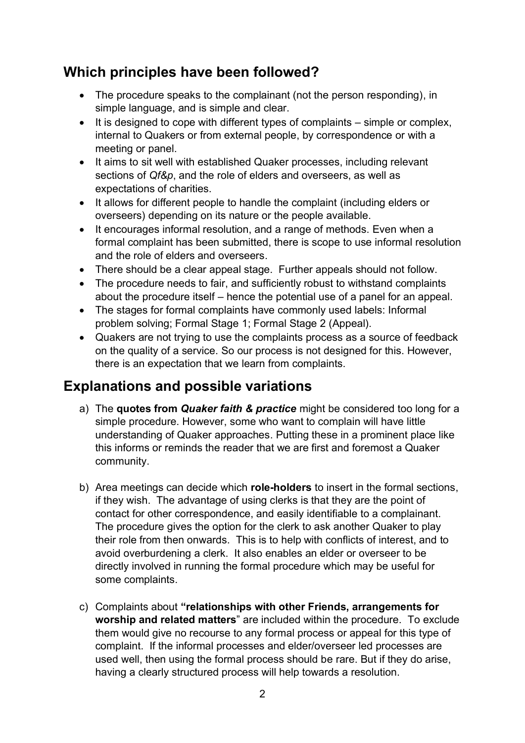## Which principles have been followed?

- The procedure speaks to the complainant (not the person responding), in simple language, and is simple and clear.
- It is designed to cope with different types of complaints – simple or complex, internal to Quakers or from external people, by correspondence or with a meeting or panel.
- It aims to sit well with established Quaker processes, including relevant sections of *Qf&p*, and the role of elders and overseers, as well as expectations of charities.
- It allows for different people to handle the complaint (including elders or overseers) depending on its nature or the people available.
- It encourages informal resolution, and a range of methods. Even when a formal complaint has been submitted, there is scope to use informal resolution and the role of elders and overseers.
- There should be a clear appeal stage. Further appeals should not follow.
- The procedure needs to fair, and sufficiently robust to withstand complaints about the procedure itself – hence the potential use of a panel for an appeal.
- The stages for formal complaints have commonly used labels: Informal problem solving; Formal Stage 1; Formal Stage 2 (Appeal).
- Quakers are not trying to use the complaints process as a source of feedback on the quality of a service. So our process is not designed for this. However, there is an expectation that we learn from complaints.

## Explanations and possible variations

a) The **quotes from *Quaker faith & practice*** might be considered too long for a simple procedure. However, some who want to complain will have little understanding of Quaker approaches. Putting these in a prominent place like this informs or reminds the reader that we are first and foremost a Quaker community.

b) Area meetings can decide which **role-holders** to insert in the formal sections, if they wish. The advantage of using clerks is that they are the point of contact for other correspondence, and easily identifiable to a complainant. The procedure gives the option for the clerk to ask another Quaker to play their role from then onwards. This is to help with conflicts of interest, and to avoid overburdening a clerk. It also enables an elder or overseer to be directly involved in running the formal procedure which may be useful for some complaints.

c) Complaints about **"relationships with other Friends, arrangements for worship and related matters**" are included within the procedure. To exclude them would give no recourse to any formal process or appeal for this type of complaint. If the informal processes and elder/overseer led processes are used well, then using the formal process should be rare. But if they do arise, having a clearly structured process will help towards a resolution.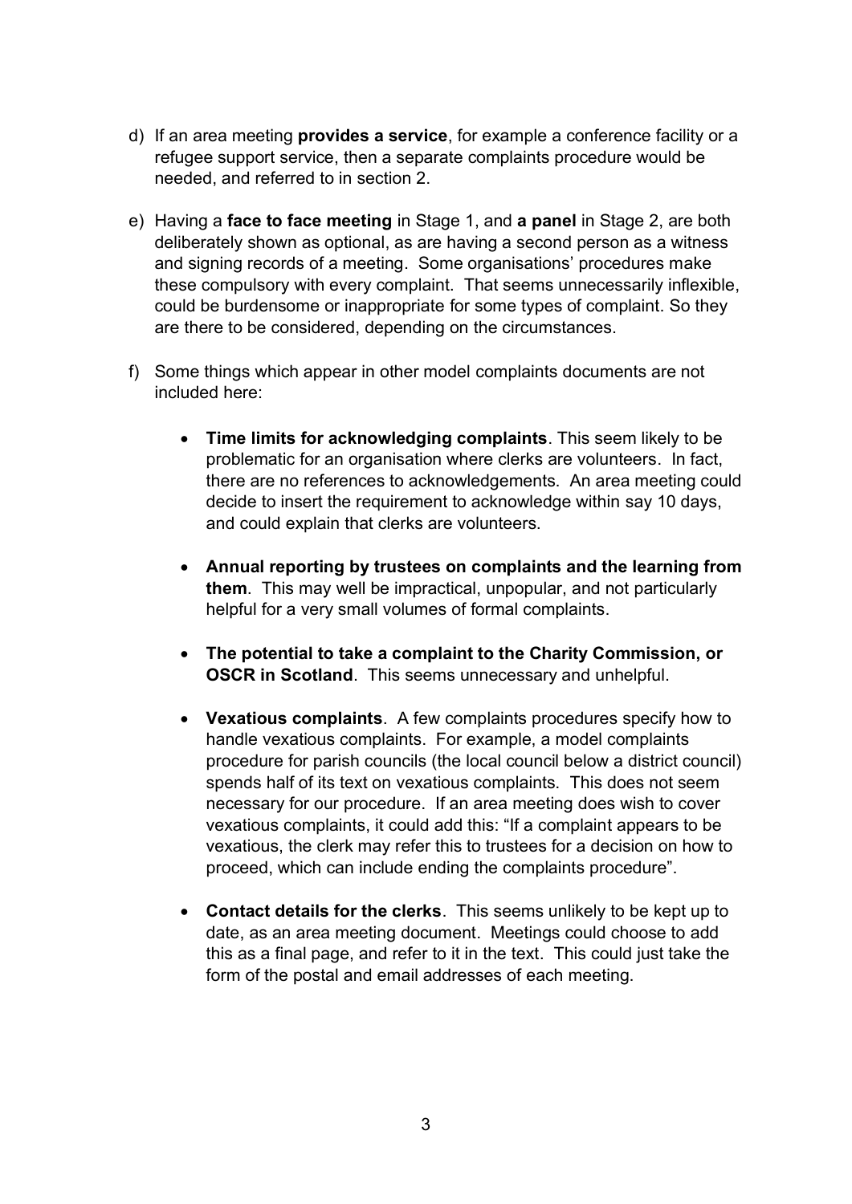d) If an area meeting **provides a service**, for example a conference facility or a refugee support service, then a separate complaints procedure would be needed, and referred to in section 2.

e) Having a **face to face meeting** in Stage 1, and **a panel** in Stage 2, are both deliberately shown as optional, as are having a second person as a witness and signing records of a meeting. Some organisations' procedures make these compulsory with every complaint. That seems unnecessarily inflexible, could be burdensome or inappropriate for some types of complaint. So they are there to be considered, depending on the circumstances.

f) Some things which appear in other model complaints documents are not included here:

   - **Time limits for acknowledging complaints**. This seem likely to be problematic for an organisation where clerks are volunteers. In fact, there are no references to acknowledgements. An area meeting could decide to insert the requirement to acknowledge within say 10 days, and could explain that clerks are volunteers.

   - **Annual reporting by trustees on complaints and the learning from them**. This may well be impractical, unpopular, and not particularly helpful for a very small volumes of formal complaints.

   - **The potential to take a complaint to the Charity Commission, or OSCR in Scotland**. This seems unnecessary and unhelpful.

   - **Vexatious complaints**. A few complaints procedures specify how to handle vexatious complaints. For example, a model complaints procedure for parish councils (the local council below a district council) spends half of its text on vexatious complaints. This does not seem necessary for our procedure. If an area meeting does wish to cover vexatious complaints, it could add this: "If a complaint appears to be vexatious, the clerk may refer this to trustees for a decision on how to proceed, which can include ending the complaints procedure".

   - **Contact details for the clerks**. This seems unlikely to be kept up to date, as an area meeting document. Meetings could choose to add this as a final page, and refer to it in the text. This could just take the form of the postal and email addresses of each meeting.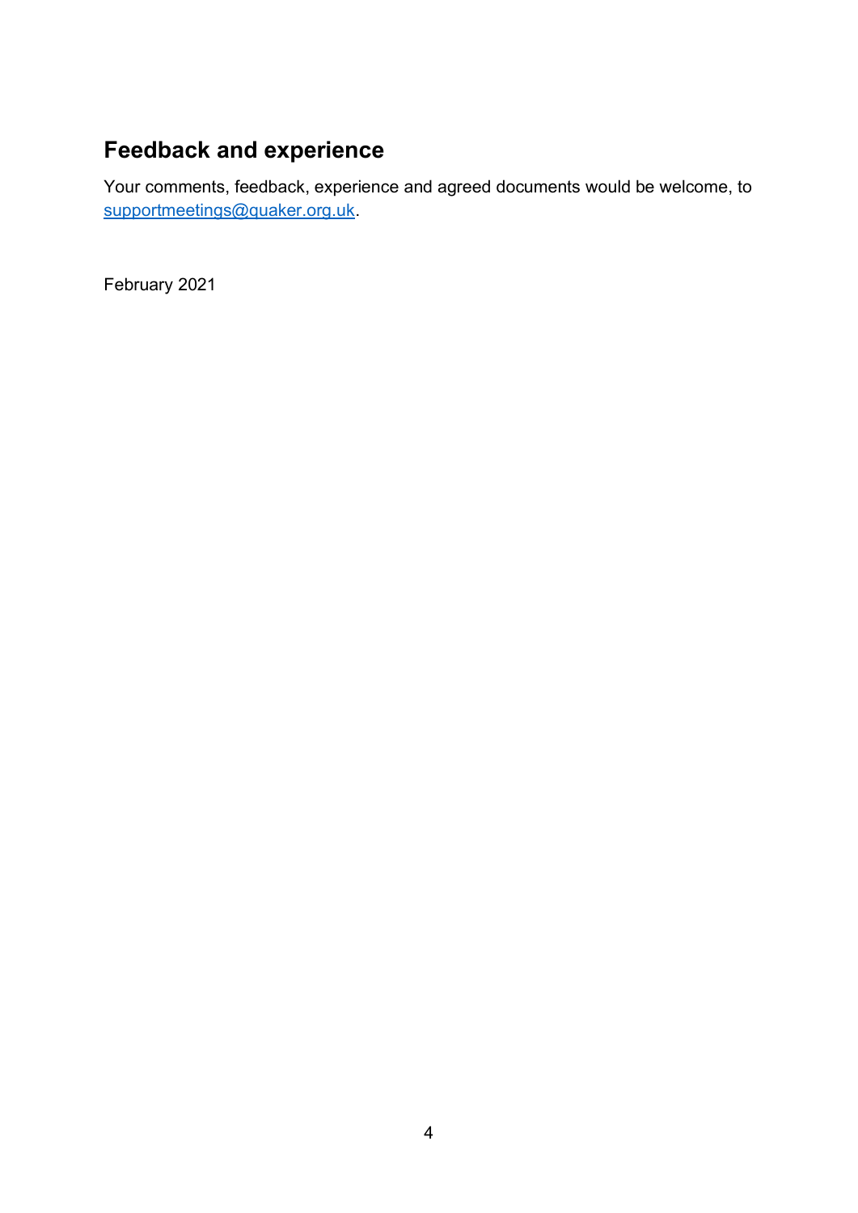## Feedback and experience

Your comments, feedback, experience and agreed documents would be welcome, to [supportmeetings@quaker.org.uk](mailto:supportmeetings@quaker.org.uk).

February 2021